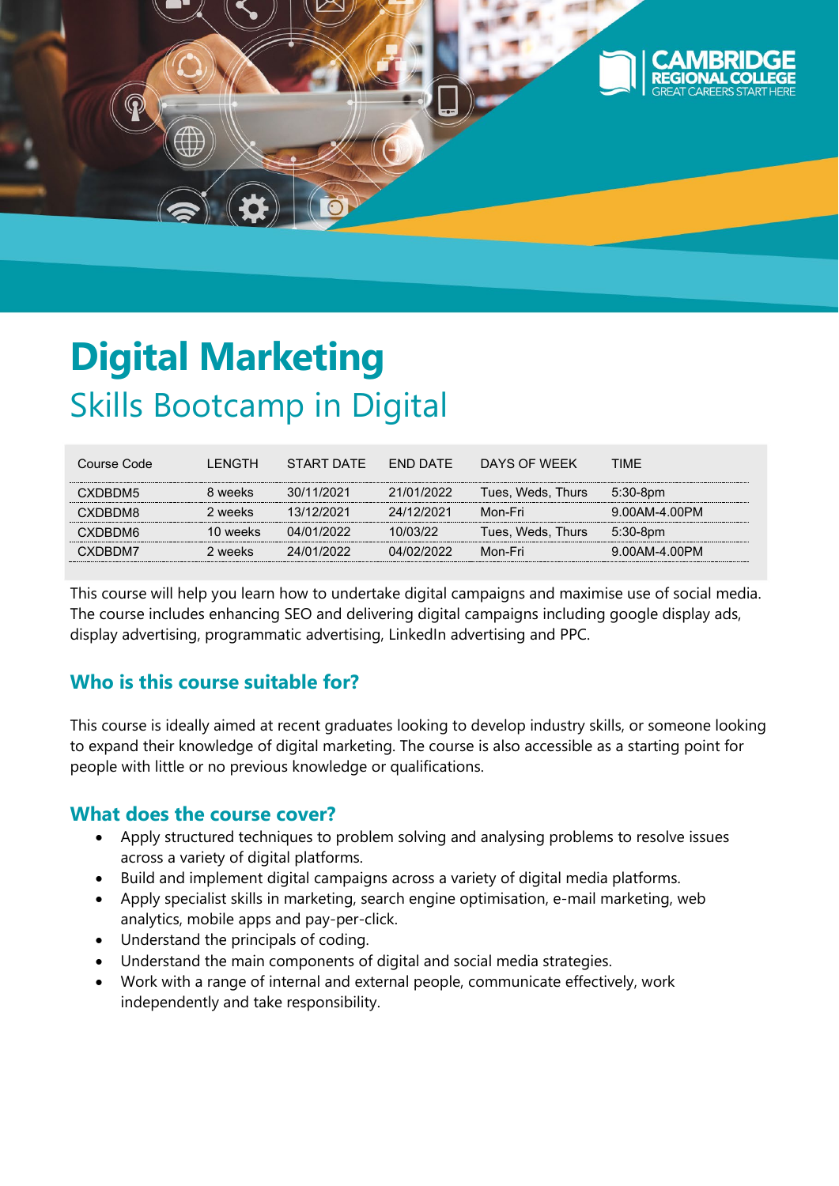# Digital Marketing

## Skills Bootcamp in Digital

| Course Code | LENGTH | START DATE | END DATE | DAYS OF WEEK | TIME |
|---|---|---|---|---|---|
| CXDBDM5 | 8 weeks | 30/11/2021 | 21/01/2022 | Tues, Weds, Thurs | 5:30-8pm |
| CXDBDM8 | 2 weeks | 13/12/2021 | 24/12/2021 | Mon-Fri | 9.00AM-4.00PM |
| CXDBDM6 | 10 weeks | 04/01/2022 | 10/03/22 | Tues, Weds, Thurs | 5:30-8pm |
| CXDBDM7 | 2 weeks | 24/01/2022 | 04/02/2022 | Mon-Fri | 9.00AM-4.00PM |

This course will help you learn how to undertake digital campaigns and maximise use of social media. The course includes enhancing SEO and delivering digital campaigns including google display ads, display advertising, programmatic advertising, LinkedIn advertising and PPC.

### Who is this course suitable for?

This course is ideally aimed at recent graduates looking to develop industry skills, or someone looking to expand their knowledge of digital marketing. The course is also accessible as a starting point for people with little or no previous knowledge or qualifications.

### What does the course cover?

- Apply structured techniques to problem solving and analysing problems to resolve issues across a variety of digital platforms.
- Build and implement digital campaigns across a variety of digital media platforms.
- Apply specialist skills in marketing, search engine optimisation, e-mail marketing, web analytics, mobile apps and pay-per-click.
- Understand the principals of coding.
- Understand the main components of digital and social media strategies.
- Work with a range of internal and external people, communicate effectively, work independently and take responsibility.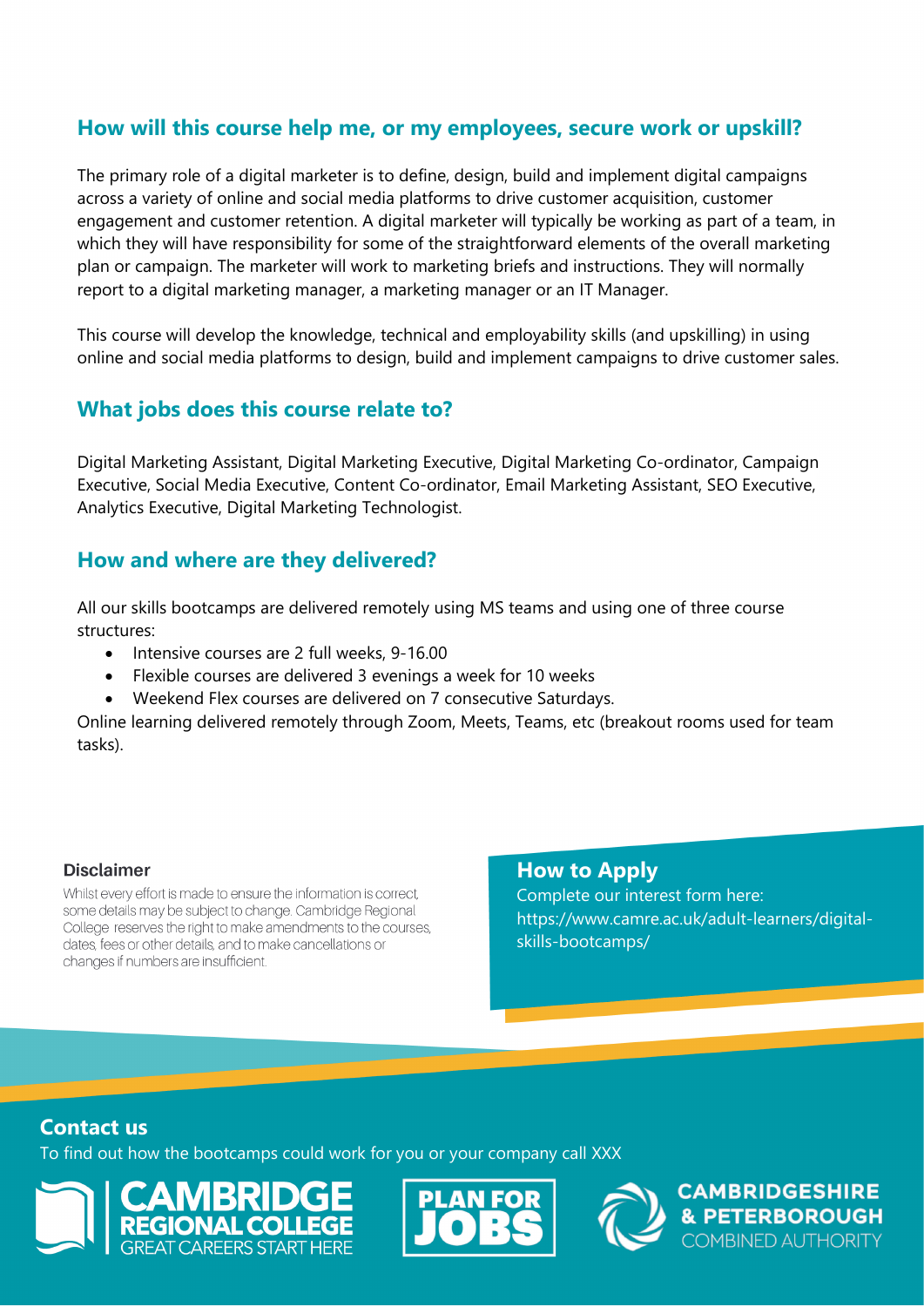## How will this course help me, or my employees, secure work or upskill?

The primary role of a digital marketer is to define, design, build and implement digital campaigns across a variety of online and social media platforms to drive customer acquisition, customer engagement and customer retention. A digital marketer will typically be working as part of a team, in which they will have responsibility for some of the straightforward elements of the overall marketing plan or campaign. The marketer will work to marketing briefs and instructions. They will normally report to a digital marketing manager, a marketing manager or an IT Manager.

This course will develop the knowledge, technical and employability skills (and upskilling) in using online and social media platforms to design, build and implement campaigns to drive customer sales.

## What jobs does this course relate to?

Digital Marketing Assistant, Digital Marketing Executive, Digital Marketing Co-ordinator, Campaign Executive, Social Media Executive, Content Co-ordinator, Email Marketing Assistant, SEO Executive, Analytics Executive, Digital Marketing Technologist.

## How and where are they delivered?

All our skills bootcamps are delivered remotely using MS teams and using one of three course structures:

- Intensive courses are 2 full weeks, 9-16.00
- Flexible courses are delivered 3 evenings a week for 10 weeks
- Weekend Flex courses are delivered on 7 consecutive Saturdays.

Online learning delivered remotely through Zoom, Meets, Teams, etc (breakout rooms used for team tasks).

### Disclaimer

Whilst every effort is made to ensure the information is correct, some details may be subject to change. Cambridge Regional College reserves the right to make amendments to the courses, dates, fees or other details, and to make cancellations or changes if numbers are insufficient.

### How to Apply

Complete our interest form here: https://www.camre.ac.uk/adult-learners/digital-skills-bootcamps/

### Contact us

To find out how the bootcamps could work for you or your company call XXX

CAMBRIDGE REGIONAL COLLEGE GREAT CAREERS START HERE

PLAN FOR JOBS

CAMBRIDGESHIRE & PETERBOROUGH COMBINED AUTHORITY